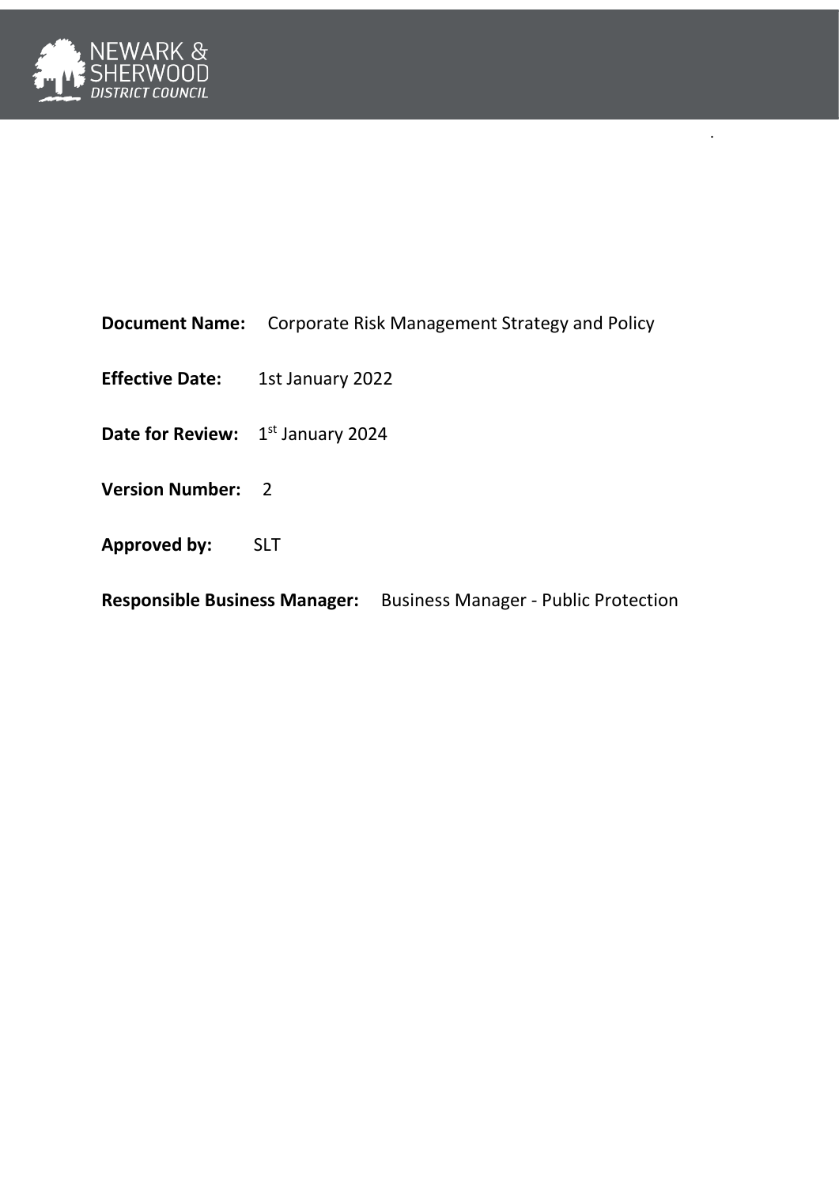NEWARK & SHERWOOD DISTRICT COUNCIL

**Document Name:** Corporate Risk Management Strategy and Policy

**Effective Date:** 1st January 2022

**Date for Review:** 1st January 2024

**Version Number:** 2

**Approved by:** SLT

**Responsible Business Manager:** Business Manager - Public Protection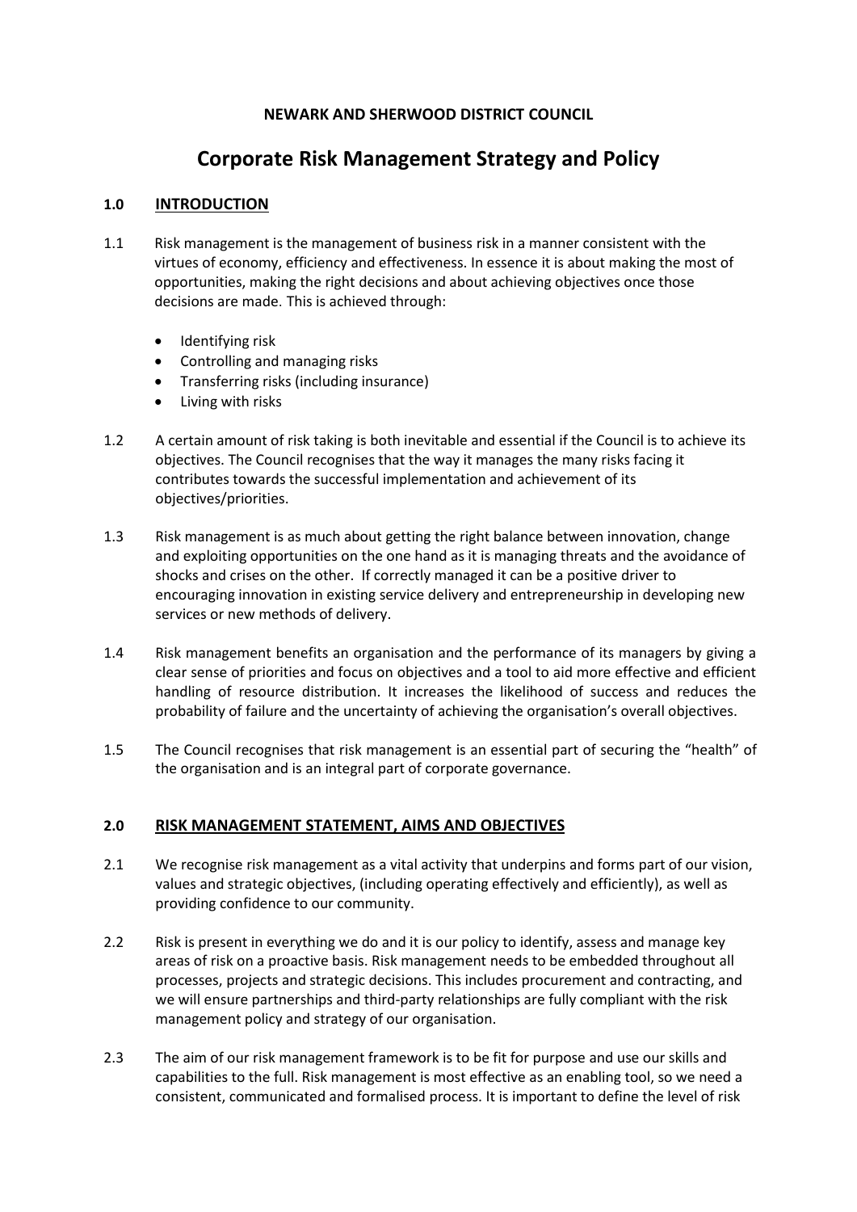**NEWARK AND SHERWOOD DISTRICT COUNCIL**

# Corporate Risk Management Strategy and Policy

## 1.0 INTRODUCTION

1.1 Risk management is the management of business risk in a manner consistent with the virtues of economy, efficiency and effectiveness. In essence it is about making the most of opportunities, making the right decisions and about achieving objectives once those decisions are made. This is achieved through:

- Identifying risk
- Controlling and managing risks
- Transferring risks (including insurance)
- Living with risks

1.2 A certain amount of risk taking is both inevitable and essential if the Council is to achieve its objectives. The Council recognises that the way it manages the many risks facing it contributes towards the successful implementation and achievement of its objectives/priorities.

1.3 Risk management is as much about getting the right balance between innovation, change and exploiting opportunities on the one hand as it is managing threats and the avoidance of shocks and crises on the other. If correctly managed it can be a positive driver to encouraging innovation in existing service delivery and entrepreneurship in developing new services or new methods of delivery.

1.4 Risk management benefits an organisation and the performance of its managers by giving a clear sense of priorities and focus on objectives and a tool to aid more effective and efficient handling of resource distribution. It increases the likelihood of success and reduces the probability of failure and the uncertainty of achieving the organisation's overall objectives.

1.5 The Council recognises that risk management is an essential part of securing the "health" of the organisation and is an integral part of corporate governance.

## 2.0 RISK MANAGEMENT STATEMENT, AIMS AND OBJECTIVES

2.1 We recognise risk management as a vital activity that underpins and forms part of our vision, values and strategic objectives, (including operating effectively and efficiently), as well as providing confidence to our community.

2.2 Risk is present in everything we do and it is our policy to identify, assess and manage key areas of risk on a proactive basis. Risk management needs to be embedded throughout all processes, projects and strategic decisions. This includes procurement and contracting, and we will ensure partnerships and third-party relationships are fully compliant with the risk management policy and strategy of our organisation.

2.3 The aim of our risk management framework is to be fit for purpose and use our skills and capabilities to the full. Risk management is most effective as an enabling tool, so we need a consistent, communicated and formalised process. It is important to define the level of risk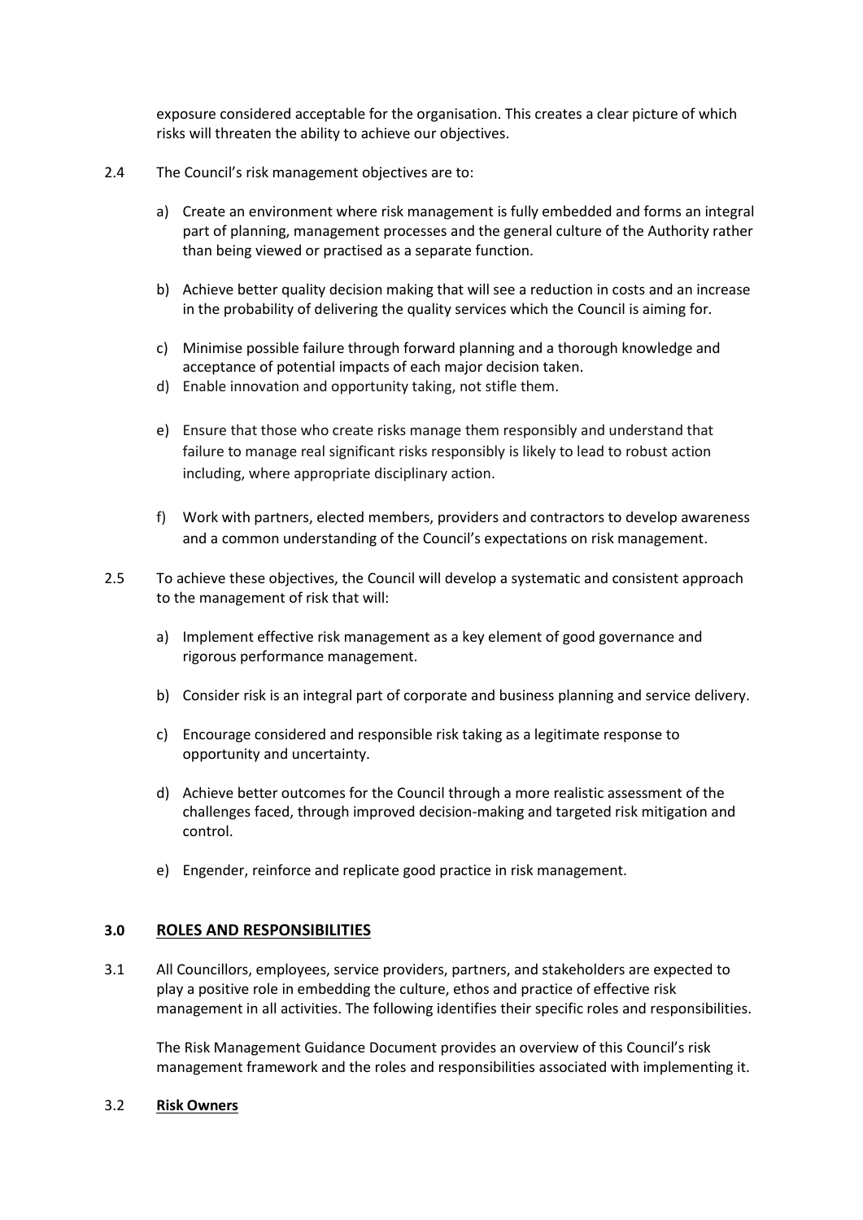exposure considered acceptable for the organisation. This creates a clear picture of which risks will threaten the ability to achieve our objectives.

2.4 The Council's risk management objectives are to:

a) Create an environment where risk management is fully embedded and forms an integral part of planning, management processes and the general culture of the Authority rather than being viewed or practised as a separate function.

b) Achieve better quality decision making that will see a reduction in costs and an increase in the probability of delivering the quality services which the Council is aiming for.

c) Minimise possible failure through forward planning and a thorough knowledge and acceptance of potential impacts of each major decision taken.

d) Enable innovation and opportunity taking, not stifle them.

e) Ensure that those who create risks manage them responsibly and understand that failure to manage real significant risks responsibly is likely to lead to robust action including, where appropriate disciplinary action.

f) Work with partners, elected members, providers and contractors to develop awareness and a common understanding of the Council's expectations on risk management.

2.5 To achieve these objectives, the Council will develop a systematic and consistent approach to the management of risk that will:

a) Implement effective risk management as a key element of good governance and rigorous performance management.

b) Consider risk is an integral part of corporate and business planning and service delivery.

c) Encourage considered and responsible risk taking as a legitimate response to opportunity and uncertainty.

d) Achieve better outcomes for the Council through a more realistic assessment of the challenges faced, through improved decision-making and targeted risk mitigation and control.

e) Engender, reinforce and replicate good practice in risk management.

## 3.0 ROLES AND RESPONSIBILITIES

3.1 All Councillors, employees, service providers, partners, and stakeholders are expected to play a positive role in embedding the culture, ethos and practice of effective risk management in all activities. The following identifies their specific roles and responsibilities.

The Risk Management Guidance Document provides an overview of this Council's risk management framework and the roles and responsibilities associated with implementing it.

3.2 **Risk Owners**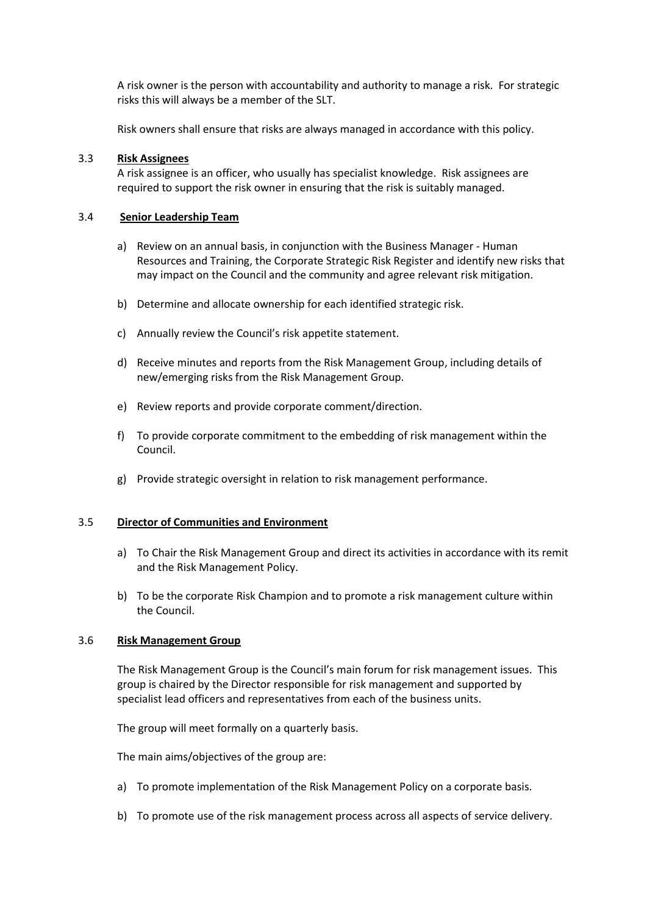A risk owner is the person with accountability and authority to manage a risk. For strategic risks this will always be a member of the SLT.

Risk owners shall ensure that risks are always managed in accordance with this policy.

### 3.3 Risk Assignees

A risk assignee is an officer, who usually has specialist knowledge. Risk assignees are required to support the risk owner in ensuring that the risk is suitably managed.

### 3.4 Senior Leadership Team

a) Review on an annual basis, in conjunction with the Business Manager - Human Resources and Training, the Corporate Strategic Risk Register and identify new risks that may impact on the Council and the community and agree relevant risk mitigation.

b) Determine and allocate ownership for each identified strategic risk.

c) Annually review the Council's risk appetite statement.

d) Receive minutes and reports from the Risk Management Group, including details of new/emerging risks from the Risk Management Group.

e) Review reports and provide corporate comment/direction.

f) To provide corporate commitment to the embedding of risk management within the Council.

g) Provide strategic oversight in relation to risk management performance.

### 3.5 Director of Communities and Environment

a) To Chair the Risk Management Group and direct its activities in accordance with its remit and the Risk Management Policy.

b) To be the corporate Risk Champion and to promote a risk management culture within the Council.

### 3.6 Risk Management Group

The Risk Management Group is the Council's main forum for risk management issues. This group is chaired by the Director responsible for risk management and supported by specialist lead officers and representatives from each of the business units.

The group will meet formally on a quarterly basis.

The main aims/objectives of the group are:

a) To promote implementation of the Risk Management Policy on a corporate basis.

b) To promote use of the risk management process across all aspects of service delivery.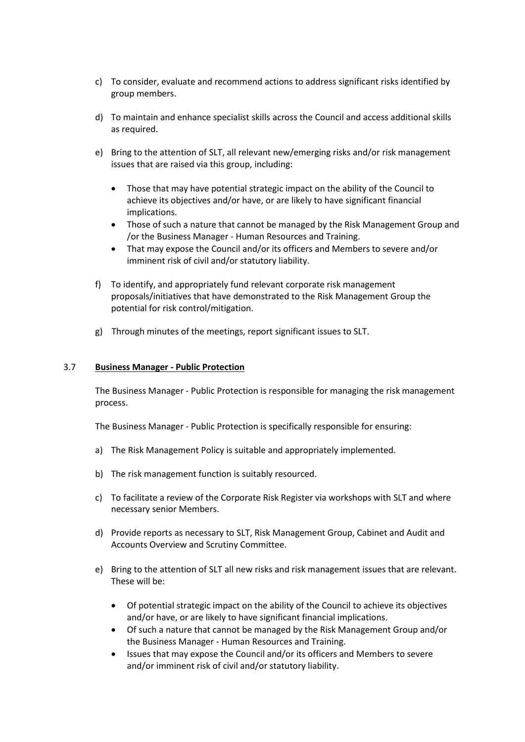c) To consider, evaluate and recommend actions to address significant risks identified by group members.

d) To maintain and enhance specialist skills across the Council and access additional skills as required.

e) Bring to the attention of SLT, all relevant new/emerging risks and/or risk management issues that are raised via this group, including:

- Those that may have potential strategic impact on the ability of the Council to achieve its objectives and/or have, or are likely to have significant financial implications.
- Those of such a nature that cannot be managed by the Risk Management Group and /or the Business Manager - Human Resources and Training.
- That may expose the Council and/or its officers and Members to severe and/or imminent risk of civil and/or statutory liability.

f) To identify, and appropriately fund relevant corporate risk management proposals/initiatives that have demonstrated to the Risk Management Group the potential for risk control/mitigation.

g) Through minutes of the meetings, report significant issues to SLT.

### 3.7 **Business Manager - Public Protection**

The Business Manager - Public Protection is responsible for managing the risk management process.

The Business Manager - Public Protection is specifically responsible for ensuring:

a) The Risk Management Policy is suitable and appropriately implemented.

b) The risk management function is suitably resourced.

c) To facilitate a review of the Corporate Risk Register via workshops with SLT and where necessary senior Members.

d) Provide reports as necessary to SLT, Risk Management Group, Cabinet and Audit and Accounts Overview and Scrutiny Committee.

e) Bring to the attention of SLT all new risks and risk management issues that are relevant. These will be:

- Of potential strategic impact on the ability of the Council to achieve its objectives and/or have, or are likely to have significant financial implications.
- Of such a nature that cannot be managed by the Risk Management Group and/or the Business Manager - Human Resources and Training.
- Issues that may expose the Council and/or its officers and Members to severe and/or imminent risk of civil and/or statutory liability.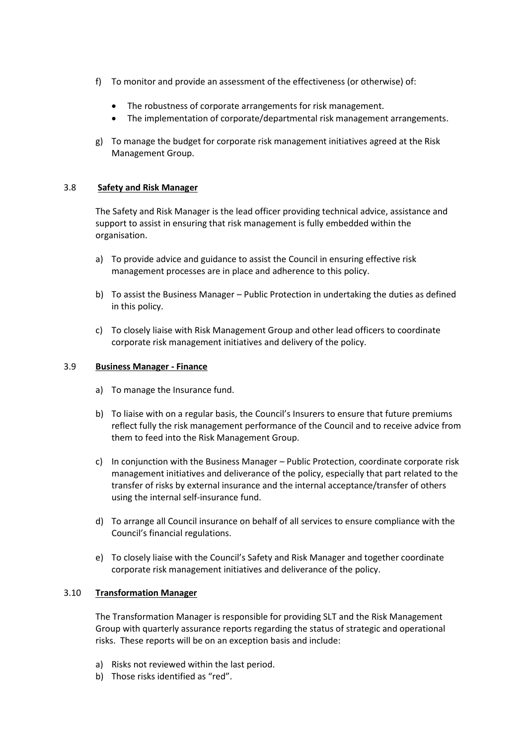f) To monitor and provide an assessment of the effectiveness (or otherwise) of:

- The robustness of corporate arrangements for risk management.
- The implementation of corporate/departmental risk management arrangements.

g) To manage the budget for corporate risk management initiatives agreed at the Risk Management Group.

### 3.8 **Safety and Risk Manager**

The Safety and Risk Manager is the lead officer providing technical advice, assistance and support to assist in ensuring that risk management is fully embedded within the organisation.

a) To provide advice and guidance to assist the Council in ensuring effective risk management processes are in place and adherence to this policy.

b) To assist the Business Manager – Public Protection in undertaking the duties as defined in this policy.

c) To closely liaise with Risk Management Group and other lead officers to coordinate corporate risk management initiatives and delivery of the policy.

### 3.9 **Business Manager - Finance**

a) To manage the Insurance fund.

b) To liaise with on a regular basis, the Council's Insurers to ensure that future premiums reflect fully the risk management performance of the Council and to receive advice from them to feed into the Risk Management Group.

c) In conjunction with the Business Manager – Public Protection, coordinate corporate risk management initiatives and deliverance of the policy, especially that part related to the transfer of risks by external insurance and the internal acceptance/transfer of others using the internal self-insurance fund.

d) To arrange all Council insurance on behalf of all services to ensure compliance with the Council's financial regulations.

e) To closely liaise with the Council's Safety and Risk Manager and together coordinate corporate risk management initiatives and deliverance of the policy.

### 3.10 **Transformation Manager**

The Transformation Manager is responsible for providing SLT and the Risk Management Group with quarterly assurance reports regarding the status of strategic and operational risks. These reports will be on an exception basis and include:

a) Risks not reviewed within the last period.
b) Those risks identified as "red".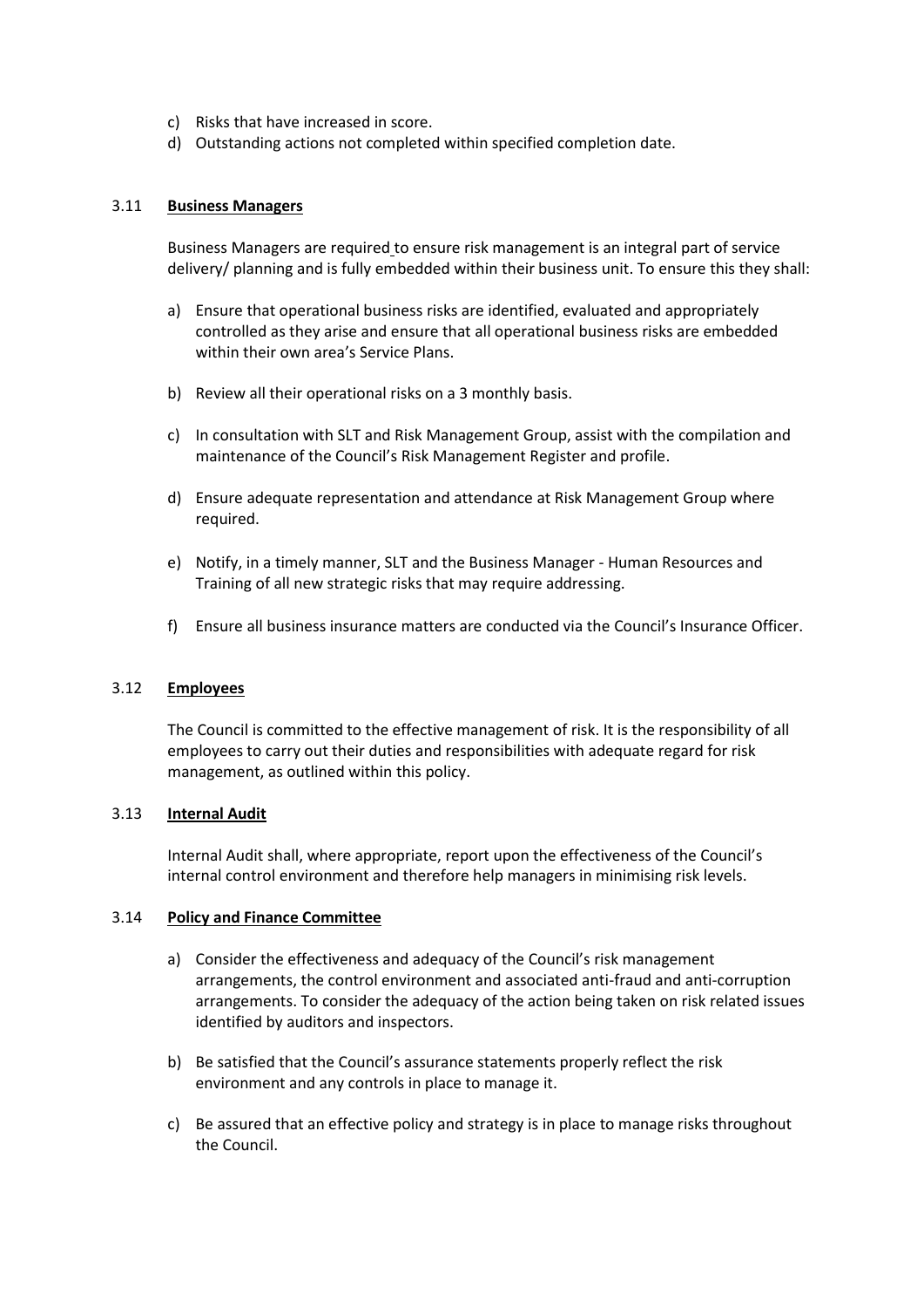c) Risks that have increased in score.
d) Outstanding actions not completed within specified completion date.

### 3.11 **Business Managers**

Business Managers are required to ensure risk management is an integral part of service delivery/ planning and is fully embedded within their business unit. To ensure this they shall:

a) Ensure that operational business risks are identified, evaluated and appropriately controlled as they arise and ensure that all operational business risks are embedded within their own area's Service Plans.

b) Review all their operational risks on a 3 monthly basis.

c) In consultation with SLT and Risk Management Group, assist with the compilation and maintenance of the Council's Risk Management Register and profile.

d) Ensure adequate representation and attendance at Risk Management Group where required.

e) Notify, in a timely manner, SLT and the Business Manager - Human Resources and Training of all new strategic risks that may require addressing.

f) Ensure all business insurance matters are conducted via the Council's Insurance Officer.

### 3.12 **Employees**

The Council is committed to the effective management of risk. It is the responsibility of all employees to carry out their duties and responsibilities with adequate regard for risk management, as outlined within this policy.

### 3.13 **Internal Audit**

Internal Audit shall, where appropriate, report upon the effectiveness of the Council's internal control environment and therefore help managers in minimising risk levels.

### 3.14 **Policy and Finance Committee**

a) Consider the effectiveness and adequacy of the Council's risk management arrangements, the control environment and associated anti-fraud and anti-corruption arrangements. To consider the adequacy of the action being taken on risk related issues identified by auditors and inspectors.

b) Be satisfied that the Council's assurance statements properly reflect the risk environment and any controls in place to manage it.

c) Be assured that an effective policy and strategy is in place to manage risks throughout the Council.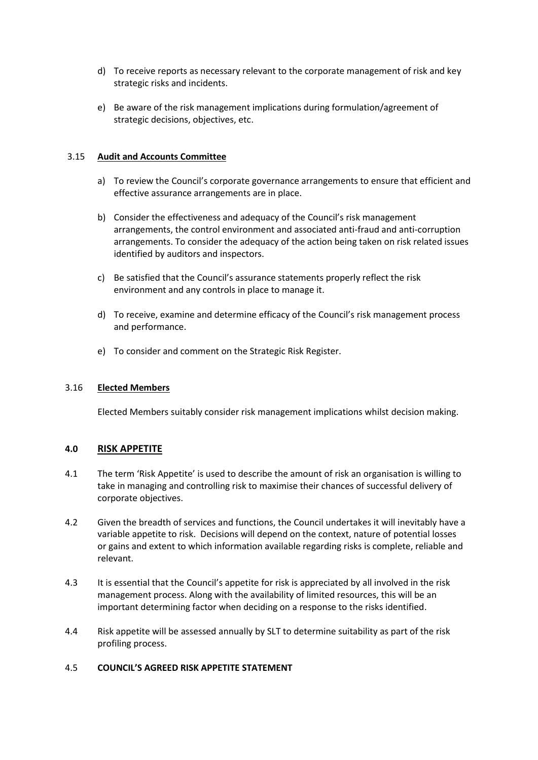d) To receive reports as necessary relevant to the corporate management of risk and key strategic risks and incidents.

e) Be aware of the risk management implications during formulation/agreement of strategic decisions, objectives, etc.

3.15 **Audit and Accounts Committee**

a) To review the Council's corporate governance arrangements to ensure that efficient and effective assurance arrangements are in place.

b) Consider the effectiveness and adequacy of the Council's risk management arrangements, the control environment and associated anti-fraud and anti-corruption arrangements. To consider the adequacy of the action being taken on risk related issues identified by auditors and inspectors.

c) Be satisfied that the Council's assurance statements properly reflect the risk environment and any controls in place to manage it.

d) To receive, examine and determine efficacy of the Council's risk management process and performance.

e) To consider and comment on the Strategic Risk Register.

3.16 **Elected Members**

Elected Members suitably consider risk management implications whilst decision making.

## 4.0 RISK APPETITE

4.1 The term 'Risk Appetite' is used to describe the amount of risk an organisation is willing to take in managing and controlling risk to maximise their chances of successful delivery of corporate objectives.

4.2 Given the breadth of services and functions, the Council undertakes it will inevitably have a variable appetite to risk. Decisions will depend on the context, nature of potential losses or gains and extent to which information available regarding risks is complete, reliable and relevant.

4.3 It is essential that the Council's appetite for risk is appreciated by all involved in the risk management process. Along with the availability of limited resources, this will be an important determining factor when deciding on a response to the risks identified.

4.4 Risk appetite will be assessed annually by SLT to determine suitability as part of the risk profiling process.

4.5 **COUNCIL'S AGREED RISK APPETITE STATEMENT**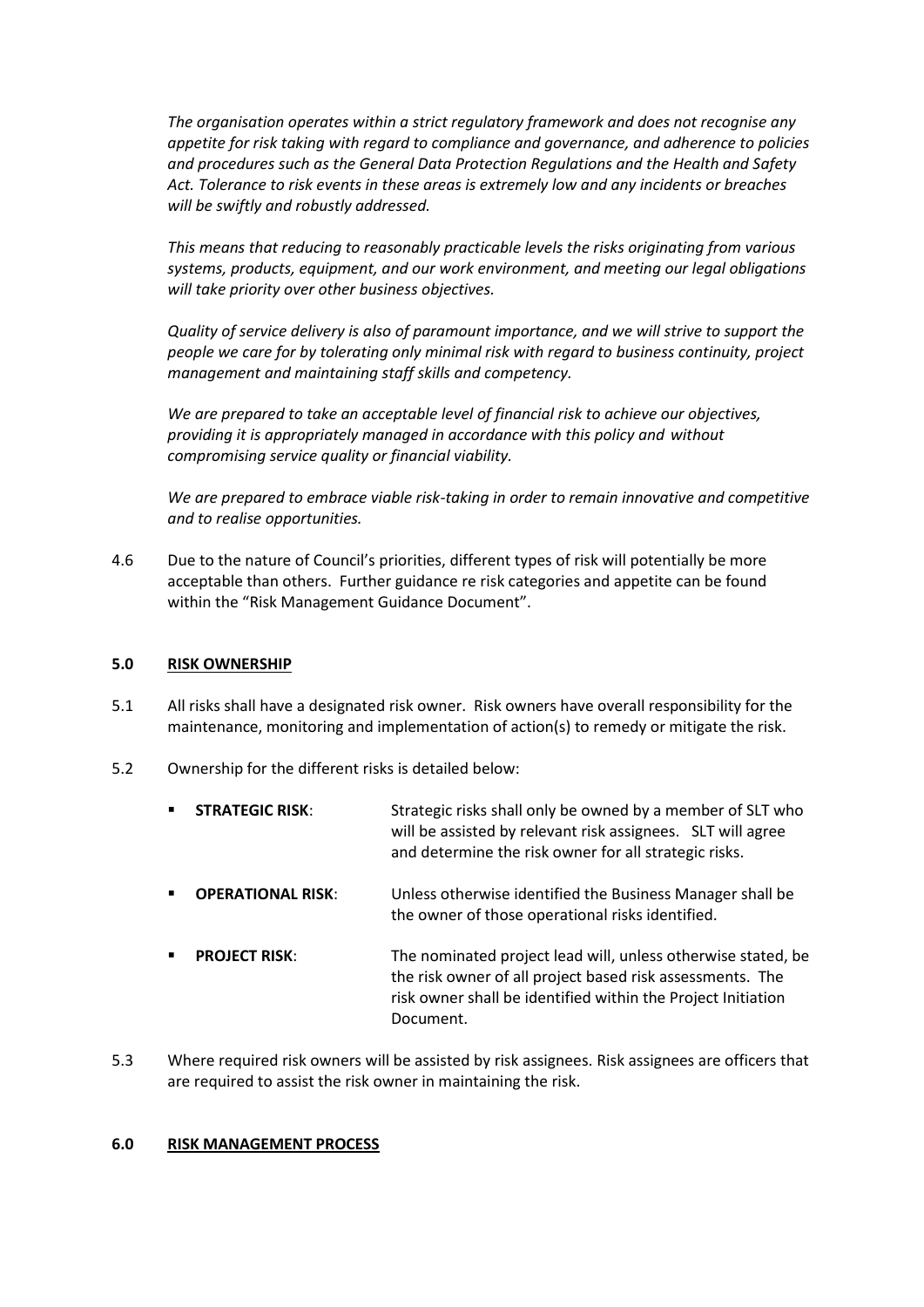*The organisation operates within a strict regulatory framework and does not recognise any appetite for risk taking with regard to compliance and governance, and adherence to policies and procedures such as the General Data Protection Regulations and the Health and Safety Act. Tolerance to risk events in these areas is extremely low and any incidents or breaches will be swiftly and robustly addressed.*

*This means that reducing to reasonably practicable levels the risks originating from various systems, products, equipment, and our work environment, and meeting our legal obligations will take priority over other business objectives.*

*Quality of service delivery is also of paramount importance, and we will strive to support the people we care for by tolerating only minimal risk with regard to business continuity, project management and maintaining staff skills and competency.*

*We are prepared to take an acceptable level of financial risk to achieve our objectives, providing it is appropriately managed in accordance with this policy and without compromising service quality or financial viability.*

*We are prepared to embrace viable risk-taking in order to remain innovative and competitive and to realise opportunities.*

4.6 Due to the nature of Council's priorities, different types of risk will potentially be more acceptable than others. Further guidance re risk categories and appetite can be found within the "Risk Management Guidance Document".

## 5.0 RISK OWNERSHIP

5.1 All risks shall have a designated risk owner. Risk owners have overall responsibility for the maintenance, monitoring and implementation of action(s) to remedy or mitigate the risk.

5.2 Ownership for the different risks is detailed below:

- **STRATEGIC RISK**: Strategic risks shall only be owned by a member of SLT who will be assisted by relevant risk assignees. SLT will agree and determine the risk owner for all strategic risks.
- **OPERATIONAL RISK**: Unless otherwise identified the Business Manager shall be the owner of those operational risks identified.
- **PROJECT RISK**: The nominated project lead will, unless otherwise stated, be the risk owner of all project based risk assessments. The risk owner shall be identified within the Project Initiation Document.

5.3 Where required risk owners will be assisted by risk assignees. Risk assignees are officers that are required to assist the risk owner in maintaining the risk.

## 6.0 RISK MANAGEMENT PROCESS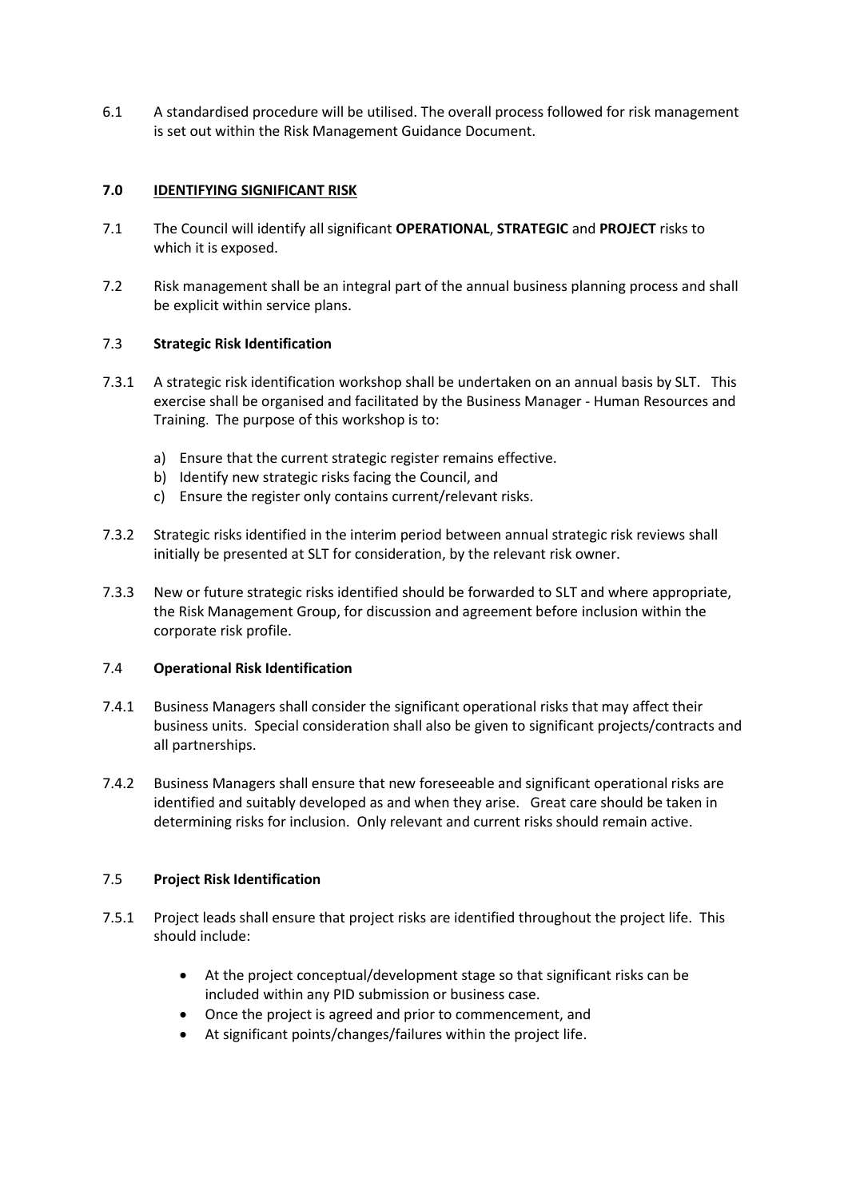6.1 A standardised procedure will be utilised. The overall process followed for risk management is set out within the Risk Management Guidance Document.

## 7.0 IDENTIFYING SIGNIFICANT RISK

7.1 The Council will identify all significant **OPERATIONAL**, **STRATEGIC** and **PROJECT** risks to which it is exposed.

7.2 Risk management shall be an integral part of the annual business planning process and shall be explicit within service plans.

### 7.3 Strategic Risk Identification

7.3.1 A strategic risk identification workshop shall be undertaken on an annual basis by SLT. This exercise shall be organised and facilitated by the Business Manager - Human Resources and Training. The purpose of this workshop is to:

a) Ensure that the current strategic register remains effective.
b) Identify new strategic risks facing the Council, and
c) Ensure the register only contains current/relevant risks.

7.3.2 Strategic risks identified in the interim period between annual strategic risk reviews shall initially be presented at SLT for consideration, by the relevant risk owner.

7.3.3 New or future strategic risks identified should be forwarded to SLT and where appropriate, the Risk Management Group, for discussion and agreement before inclusion within the corporate risk profile.

### 7.4 Operational Risk Identification

7.4.1 Business Managers shall consider the significant operational risks that may affect their business units. Special consideration shall also be given to significant projects/contracts and all partnerships.

7.4.2 Business Managers shall ensure that new foreseeable and significant operational risks are identified and suitably developed as and when they arise. Great care should be taken in determining risks for inclusion. Only relevant and current risks should remain active.

### 7.5 Project Risk Identification

7.5.1 Project leads shall ensure that project risks are identified throughout the project life. This should include:

- At the project conceptual/development stage so that significant risks can be included within any PID submission or business case.
- Once the project is agreed and prior to commencement, and
- At significant points/changes/failures within the project life.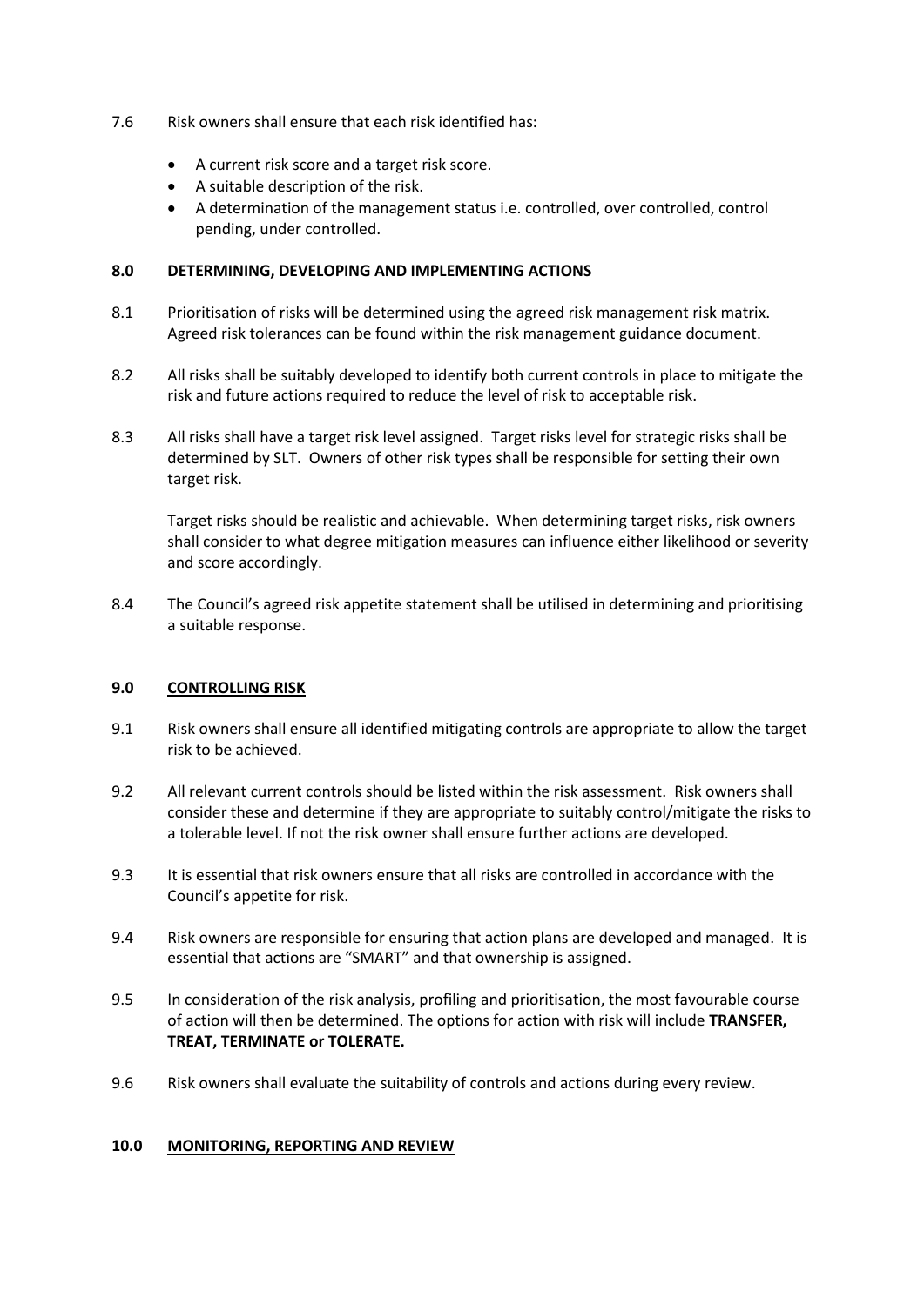7.6 Risk owners shall ensure that each risk identified has:

- A current risk score and a target risk score.
- A suitable description of the risk.
- A determination of the management status i.e. controlled, over controlled, control pending, under controlled.

## 8.0 DETERMINING, DEVELOPING AND IMPLEMENTING ACTIONS

8.1 Prioritisation of risks will be determined using the agreed risk management risk matrix. Agreed risk tolerances can be found within the risk management guidance document.

8.2 All risks shall be suitably developed to identify both current controls in place to mitigate the risk and future actions required to reduce the level of risk to acceptable risk.

8.3 All risks shall have a target risk level assigned. Target risks level for strategic risks shall be determined by SLT. Owners of other risk types shall be responsible for setting their own target risk.

Target risks should be realistic and achievable. When determining target risks, risk owners shall consider to what degree mitigation measures can influence either likelihood or severity and score accordingly.

8.4 The Council's agreed risk appetite statement shall be utilised in determining and prioritising a suitable response.

## 9.0 CONTROLLING RISK

9.1 Risk owners shall ensure all identified mitigating controls are appropriate to allow the target risk to be achieved.

9.2 All relevant current controls should be listed within the risk assessment. Risk owners shall consider these and determine if they are appropriate to suitably control/mitigate the risks to a tolerable level. If not the risk owner shall ensure further actions are developed.

9.3 It is essential that risk owners ensure that all risks are controlled in accordance with the Council's appetite for risk.

9.4 Risk owners are responsible for ensuring that action plans are developed and managed. It is essential that actions are "SMART" and that ownership is assigned.

9.5 In consideration of the risk analysis, profiling and prioritisation, the most favourable course of action will then be determined. The options for action with risk will include **TRANSFER, TREAT, TERMINATE or TOLERATE.**

9.6 Risk owners shall evaluate the suitability of controls and actions during every review.

## 10.0 MONITORING, REPORTING AND REVIEW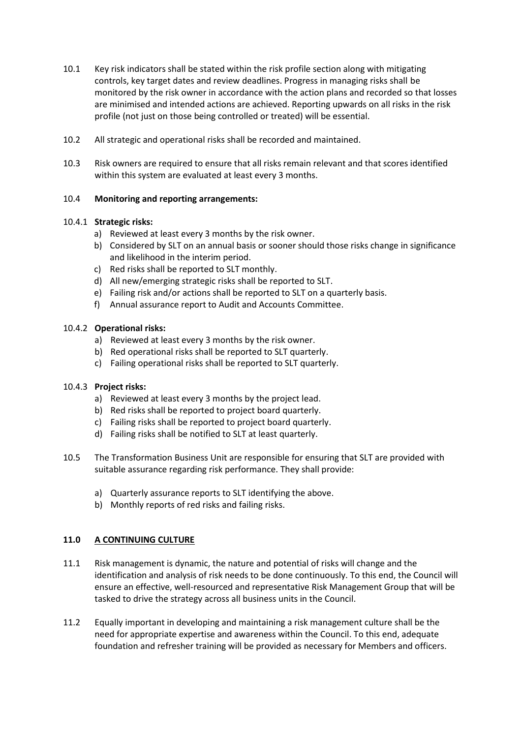10.1 Key risk indicators shall be stated within the risk profile section along with mitigating controls, key target dates and review deadlines. Progress in managing risks shall be monitored by the risk owner in accordance with the action plans and recorded so that losses are minimised and intended actions are achieved. Reporting upwards on all risks in the risk profile (not just on those being controlled or treated) will be essential.

10.2 All strategic and operational risks shall be recorded and maintained.

10.3 Risk owners are required to ensure that all risks remain relevant and that scores identified within this system are evaluated at least every 3 months.

10.4 **Monitoring and reporting arrangements:**

10.4.1 **Strategic risks:**

a) Reviewed at least every 3 months by the risk owner.
b) Considered by SLT on an annual basis or sooner should those risks change in significance and likelihood in the interim period.
c) Red risks shall be reported to SLT monthly.
d) All new/emerging strategic risks shall be reported to SLT.
e) Failing risk and/or actions shall be reported to SLT on a quarterly basis.
f) Annual assurance report to Audit and Accounts Committee.

10.4.2 **Operational risks:**

a) Reviewed at least every 3 months by the risk owner.
b) Red operational risks shall be reported to SLT quarterly.
c) Failing operational risks shall be reported to SLT quarterly.

10.4.3 **Project risks:**

a) Reviewed at least every 3 months by the project lead.
b) Red risks shall be reported to project board quarterly.
c) Failing risks shall be reported to project board quarterly.
d) Failing risks shall be notified to SLT at least quarterly.

10.5 The Transformation Business Unit are responsible for ensuring that SLT are provided with suitable assurance regarding risk performance. They shall provide:

a) Quarterly assurance reports to SLT identifying the above.
b) Monthly reports of red risks and failing risks.

## 11.0 A CONTINUING CULTURE

11.1 Risk management is dynamic, the nature and potential of risks will change and the identification and analysis of risk needs to be done continuously. To this end, the Council will ensure an effective, well-resourced and representative Risk Management Group that will be tasked to drive the strategy across all business units in the Council.

11.2 Equally important in developing and maintaining a risk management culture shall be the need for appropriate expertise and awareness within the Council. To this end, adequate foundation and refresher training will be provided as necessary for Members and officers.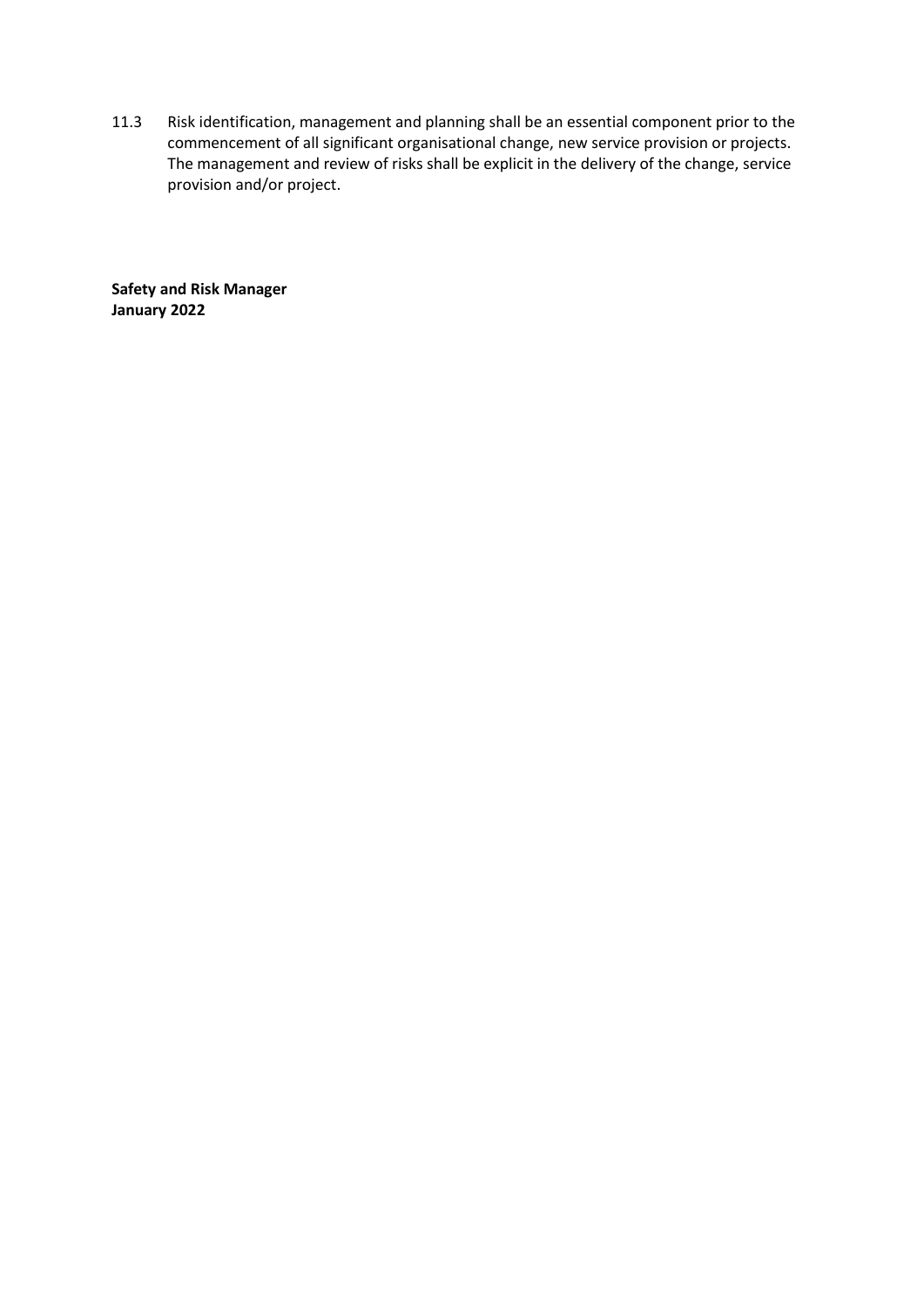11.3 Risk identification, management and planning shall be an essential component prior to the commencement of all significant organisational change, new service provision or projects. The management and review of risks shall be explicit in the delivery of the change, service provision and/or project.

**Safety and Risk Manager**
**January 2022**